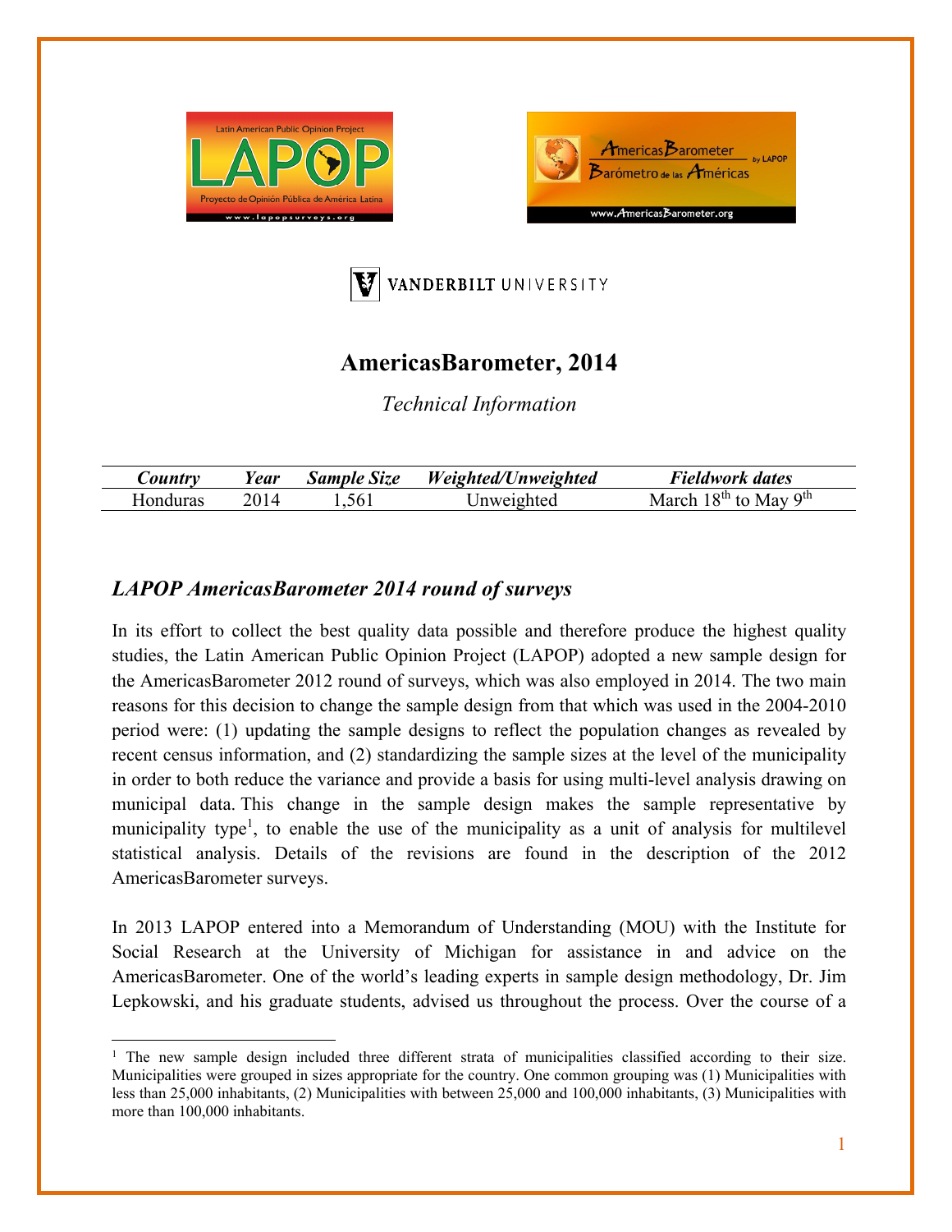# AmericasBarometer, 2014

*Technical Information*

| *Country* | *Year* | *Sample Size* | *Weighted/Unweighted* | *Fieldwork dates* |
|---|---|---|---|---|
| Honduras | 2014 | 1,561 | Unweighted | March 18th to May 9th |

## *LAPOP AmericasBarometer 2014 round of surveys*

In its effort to collect the best quality data possible and therefore produce the highest quality studies, the Latin American Public Opinion Project (LAPOP) adopted a new sample design for the AmericasBarometer 2012 round of surveys, which was also employed in 2014. The two main reasons for this decision to change the sample design from that which was used in the 2004-2010 period were: (1) updating the sample designs to reflect the population changes as revealed by recent census information, and (2) standardizing the sample sizes at the level of the municipality in order to both reduce the variance and provide a basis for using multi-level analysis drawing on municipal data. This change in the sample design makes the sample representative by municipality type[1], to enable the use of the municipality as a unit of analysis for multilevel statistical analysis. Details of the revisions are found in the description of the 2012 AmericasBarometer surveys.

In 2013 LAPOP entered into a Memorandum of Understanding (MOU) with the Institute for Social Research at the University of Michigan for assistance in and advice on the AmericasBarometer. One of the world's leading experts in sample design methodology, Dr. Jim Lepkowski, and his graduate students, advised us throughout the process. Over the course of a

[1] The new sample design included three different strata of municipalities classified according to their size. Municipalities were grouped in sizes appropriate for the country. One common grouping was (1) Municipalities with less than 25,000 inhabitants, (2) Municipalities with between 25,000 and 100,000 inhabitants, (3) Municipalities with more than 100,000 inhabitants.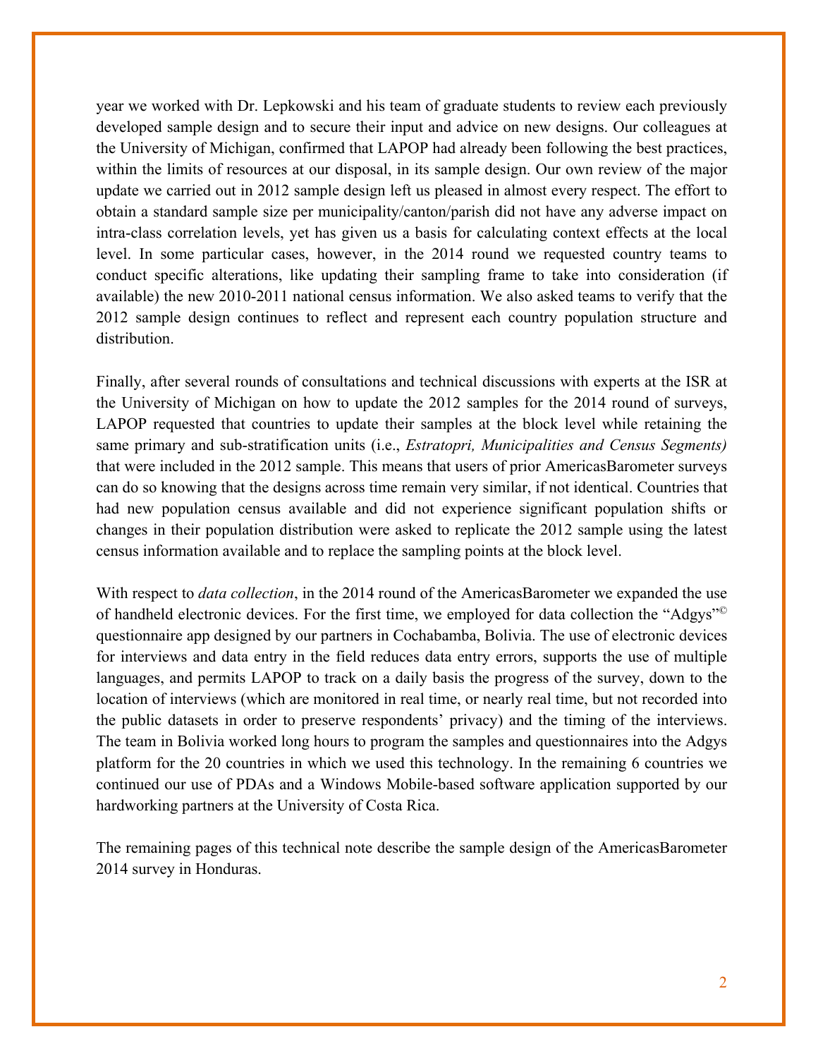year we worked with Dr. Lepkowski and his team of graduate students to review each previously developed sample design and to secure their input and advice on new designs. Our colleagues at the University of Michigan, confirmed that LAPOP had already been following the best practices, within the limits of resources at our disposal, in its sample design. Our own review of the major update we carried out in 2012 sample design left us pleased in almost every respect. The effort to obtain a standard sample size per municipality/canton/parish did not have any adverse impact on intra-class correlation levels, yet has given us a basis for calculating context effects at the local level. In some particular cases, however, in the 2014 round we requested country teams to conduct specific alterations, like updating their sampling frame to take into consideration (if available) the new 2010-2011 national census information. We also asked teams to verify that the 2012 sample design continues to reflect and represent each country population structure and distribution.

Finally, after several rounds of consultations and technical discussions with experts at the ISR at the University of Michigan on how to update the 2012 samples for the 2014 round of surveys, LAPOP requested that countries to update their samples at the block level while retaining the same primary and sub-stratification units (i.e., *Estratopri, Municipalities and Census Segments)* that were included in the 2012 sample. This means that users of prior AmericasBarometer surveys can do so knowing that the designs across time remain very similar, if not identical. Countries that had new population census available and did not experience significant population shifts or changes in their population distribution were asked to replicate the 2012 sample using the latest census information available and to replace the sampling points at the block level.

With respect to *data collection*, in the 2014 round of the AmericasBarometer we expanded the use of handheld electronic devices. For the first time, we employed for data collection the "Adgys"© questionnaire app designed by our partners in Cochabamba, Bolivia. The use of electronic devices for interviews and data entry in the field reduces data entry errors, supports the use of multiple languages, and permits LAPOP to track on a daily basis the progress of the survey, down to the location of interviews (which are monitored in real time, or nearly real time, but not recorded into the public datasets in order to preserve respondents' privacy) and the timing of the interviews. The team in Bolivia worked long hours to program the samples and questionnaires into the Adgys platform for the 20 countries in which we used this technology. In the remaining 6 countries we continued our use of PDAs and a Windows Mobile-based software application supported by our hardworking partners at the University of Costa Rica.

The remaining pages of this technical note describe the sample design of the AmericasBarometer 2014 survey in Honduras.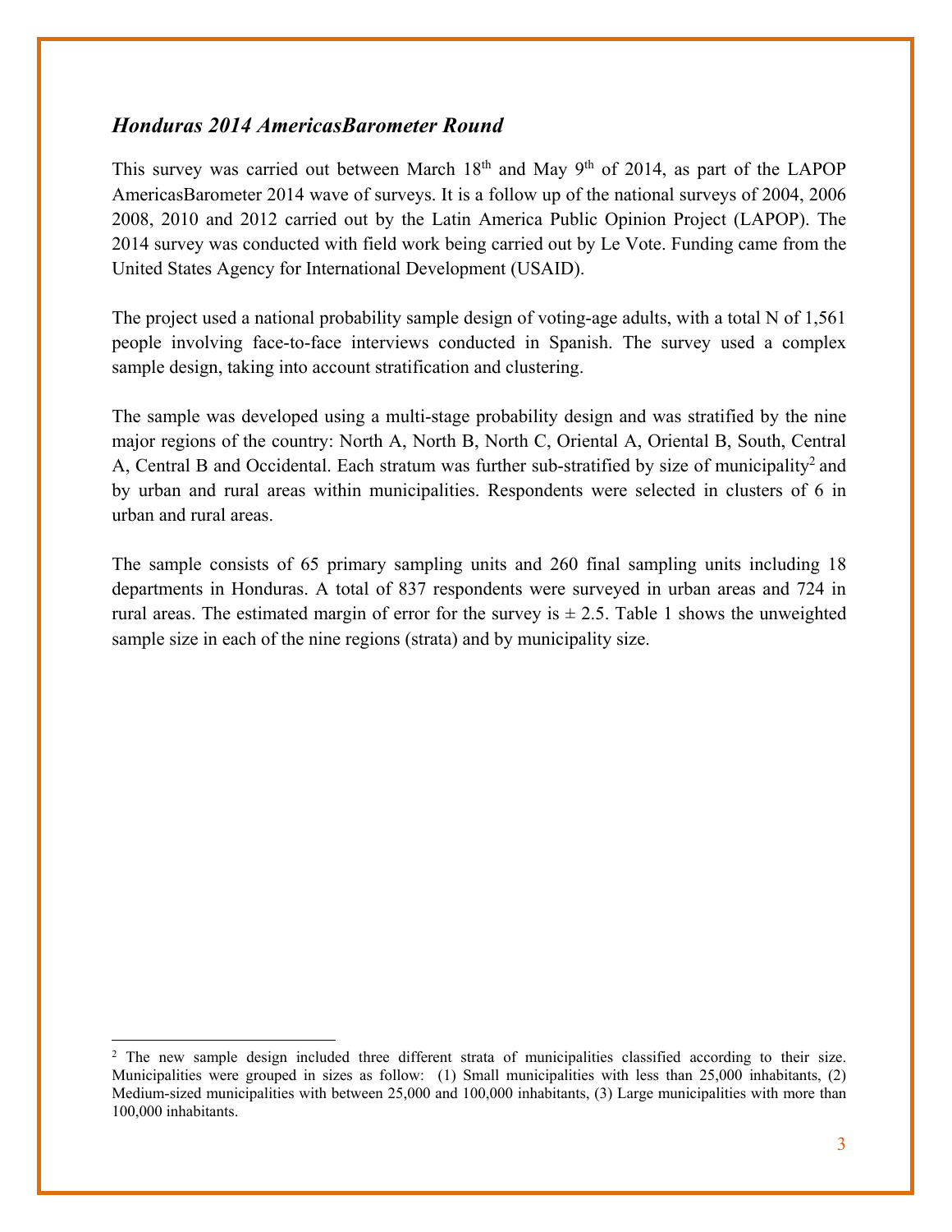## *Honduras 2014 AmericasBarometer Round*

This survey was carried out between March 18th and May 9th of 2014, as part of the LAPOP AmericasBarometer 2014 wave of surveys. It is a follow up of the national surveys of 2004, 2006 2008, 2010 and 2012 carried out by the Latin America Public Opinion Project (LAPOP). The 2014 survey was conducted with field work being carried out by Le Vote. Funding came from the United States Agency for International Development (USAID).

The project used a national probability sample design of voting-age adults, with a total N of 1,561 people involving face-to-face interviews conducted in Spanish. The survey used a complex sample design, taking into account stratification and clustering.

The sample was developed using a multi-stage probability design and was stratified by the nine major regions of the country: North A, North B, North C, Oriental A, Oriental B, South, Central A, Central B and Occidental. Each stratum was further sub-stratified by size of municipality[2] and by urban and rural areas within municipalities. Respondents were selected in clusters of 6 in urban and rural areas.

The sample consists of 65 primary sampling units and 260 final sampling units including 18 departments in Honduras. A total of 837 respondents were surveyed in urban areas and 724 in rural areas. The estimated margin of error for the survey is ± 2.5. Table 1 shows the unweighted sample size in each of the nine regions (strata) and by municipality size.

---

[2] The new sample design included three different strata of municipalities classified according to their size. Municipalities were grouped in sizes as follow: (1) Small municipalities with less than 25,000 inhabitants, (2) Medium-sized municipalities with between 25,000 and 100,000 inhabitants, (3) Large municipalities with more than 100,000 inhabitants.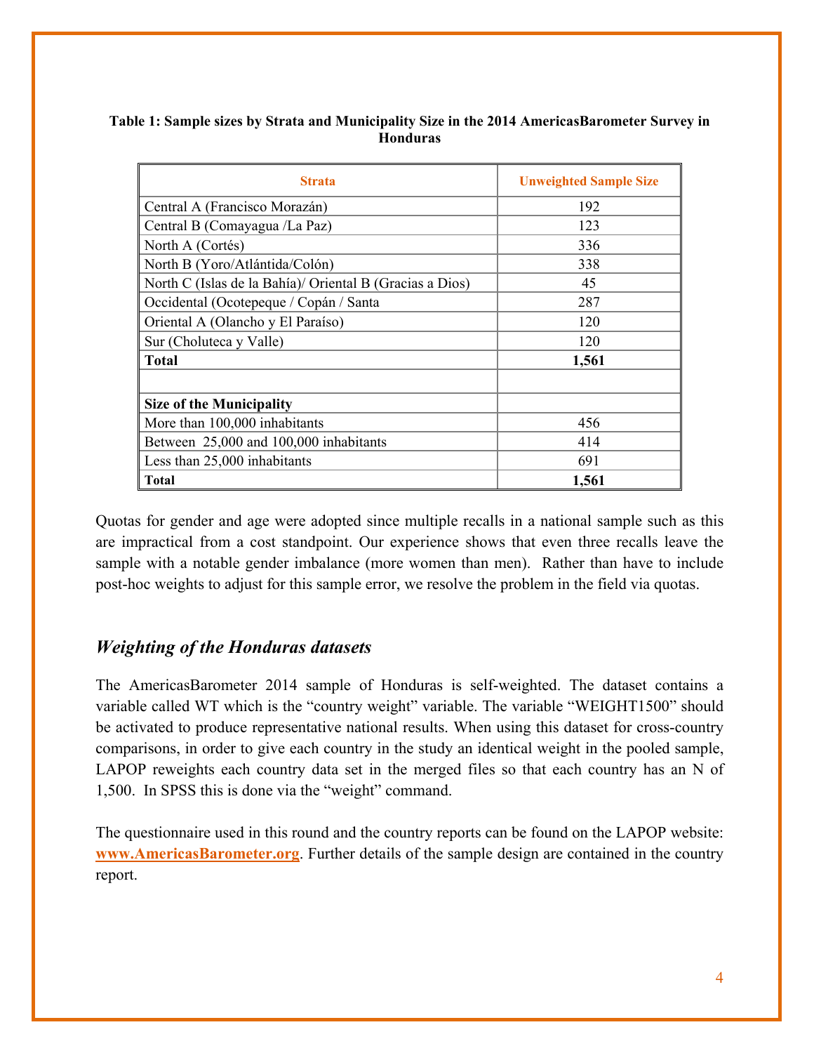**Table 1: Sample sizes by Strata and Municipality Size in the 2014 AmericasBarometer Survey in Honduras**

| Strata | Unweighted Sample Size |
|---|---|
| Central A (Francisco Morazán) | 192 |
| Central B (Comayagua /La Paz) | 123 |
| North A (Cortés) | 336 |
| North B (Yoro/Atlántida/Colón) | 338 |
| North C (Islas de la Bahía)/ Oriental B (Gracias a Dios) | 45 |
| Occidental (Ocotepeque / Copán / Santa | 287 |
| Oriental A (Olancho y El Paraíso) | 120 |
| Sur (Choluteca y Valle) | 120 |
| **Total** | **1,561** |
| | |
| **Size of the Municipality** | |
| More than 100,000 inhabitants | 456 |
| Between 25,000 and 100,000 inhabitants | 414 |
| Less than 25,000 inhabitants | 691 |
| **Total** | **1,561** |

Quotas for gender and age were adopted since multiple recalls in a national sample such as this are impractical from a cost standpoint. Our experience shows that even three recalls leave the sample with a notable gender imbalance (more women than men). Rather than have to include post-hoc weights to adjust for this sample error, we resolve the problem in the field via quotas.

## *Weighting of the Honduras datasets*

The AmericasBarometer 2014 sample of Honduras is self-weighted. The dataset contains a variable called WT which is the "country weight" variable. The variable "WEIGHT1500" should be activated to produce representative national results. When using this dataset for cross-country comparisons, in order to give each country in the study an identical weight in the pooled sample, LAPOP reweights each country data set in the merged files so that each country has an N of 1,500. In SPSS this is done via the "weight" command.

The questionnaire used in this round and the country reports can be found on the LAPOP website: **www.AmericasBarometer.org**. Further details of the sample design are contained in the country report.